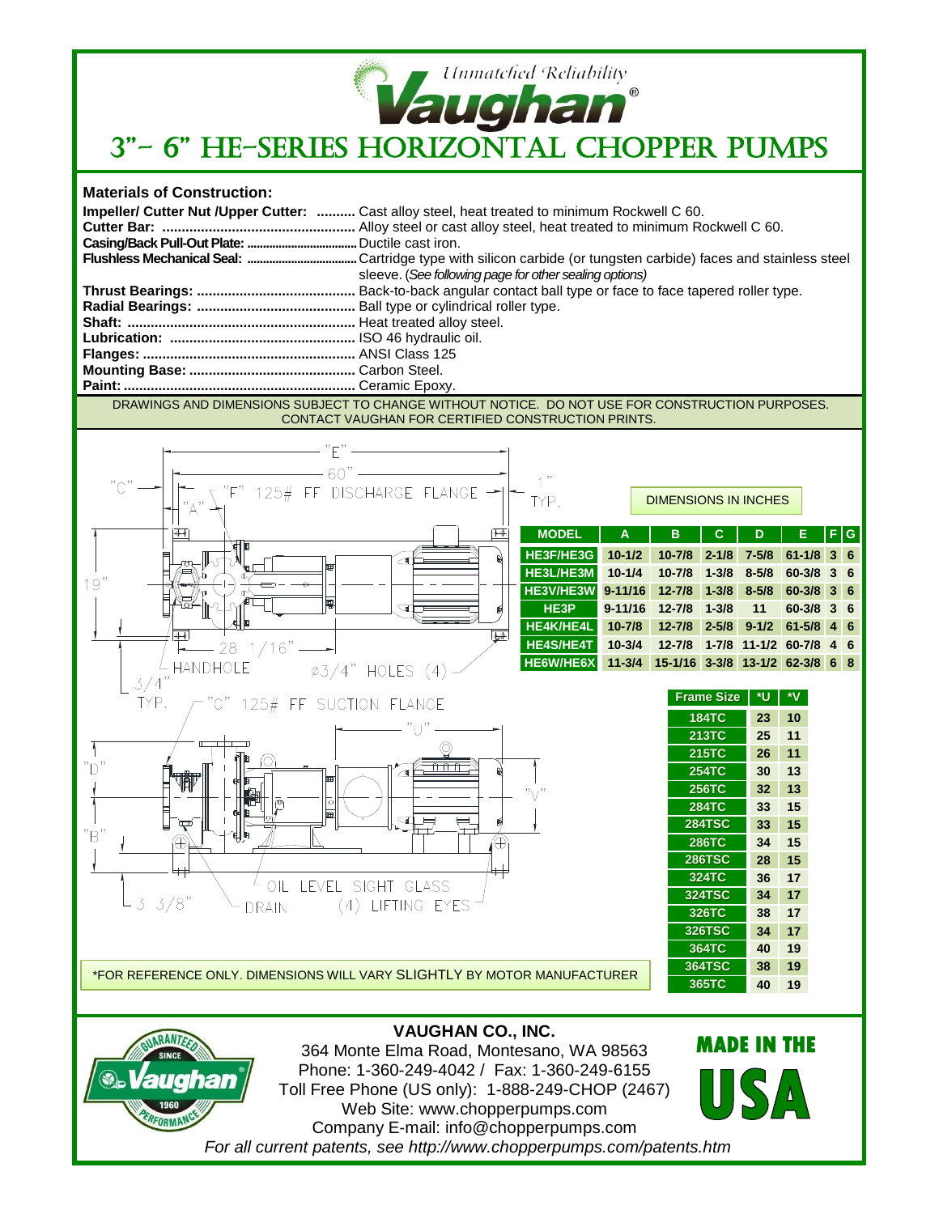Unmatched Reliability

**Vaughan®**

# 3"- 6" HE-SERIES HORIZONTAL CHOPPER PUMPS

## Materials of Construction:

**Impeller/ Cutter Nut /Upper Cutter:** .......... Cast alloy steel, heat treated to minimum Rockwell C 60.
**Cutter Bar:** .......... Alloy steel or cast alloy steel, heat treated to minimum Rockwell C 60.
**Casing/Back Pull-Out Plate:** .......... Ductile cast iron.
**Flushless Mechanical Seal:** .......... Cartridge type with silicon carbide (or tungsten carbide) faces and stainless steel sleeve. (*See following page for other sealing options*)
**Thrust Bearings:** .......... Back-to-back angular contact ball type or face to face tapered roller type.
**Radial Bearings:** .......... Ball type or cylindrical roller type.
**Shaft:** .......... Heat treated alloy steel.
**Lubrication:** .......... ISO 46 hydraulic oil.
**Flanges:** .......... ANSI Class 125
**Mounting Base:** .......... Carbon Steel.
**Paint:** .......... Ceramic Epoxy.

DRAWINGS AND DIMENSIONS SUBJECT TO CHANGE WITHOUT NOTICE. DO NOT USE FOR CONSTRUCTION PURPOSES. CONTACT VAUGHAN FOR CERTIFIED CONSTRUCTION PRINTS.

"E"
60"
"C"
"F" 125# FF DISCHARGE FLANGE
"A"
1" TYP.
19"
28 1/16"
HANDHOLE
⌀3/4" HOLES (4)
3/4" TYP.
"G" 125# FF SUCTION FLANGE
"U"
"D"
"V"
"B"
OIL LEVEL SIGHT GLASS
3 3/8"
DRAIN
(4) LIFTING EYES

DIMENSIONS IN INCHES

| MODEL | A | B | C | D | E | F | G |
|---|---|---|---|---|---|---|---|
| HE3F/HE3G | 10-1/2 | 10-7/8 | 2-1/8 | 7-5/8 | 61-1/8 | 3 | 6 |
| HE3L/HE3M | 10-1/4 | 10-7/8 | 1-3/8 | 8-5/8 | 60-3/8 | 3 | 6 |
| HE3V/HE3W | 9-11/16 | 12-7/8 | 1-3/8 | 8-5/8 | 60-3/8 | 3 | 6 |
| HE3P | 9-11/16 | 12-7/8 | 1-3/8 | 11 | 60-3/8 | 3 | 6 |
| HE4K/HE4L | 10-7/8 | 12-7/8 | 2-5/8 | 9-1/2 | 61-5/8 | 4 | 6 |
| HE4S/HE4T | 10-3/4 | 12-7/8 | 1-7/8 | 11-1/2 | 60-7/8 | 4 | 6 |
| HE6W/HE6X | 11-3/4 | 15-1/16 | 3-3/8 | 13-1/2 | 62-3/8 | 6 | 8 |

| Frame Size | *U | *V |
|---|---|---|
| 184TC | 23 | 10 |
| 213TC | 25 | 11 |
| 215TC | 26 | 11 |
| 254TC | 30 | 13 |
| 256TC | 32 | 13 |
| 284TC | 33 | 15 |
| 284TSC | 33 | 15 |
| 286TC | 34 | 15 |
| 286TSC | 28 | 15 |
| 324TC | 36 | 17 |
| 324TSC | 34 | 17 |
| 326TC | 38 | 17 |
| 326TSC | 34 | 17 |
| 364TC | 40 | 19 |
| 364TSC | 38 | 19 |
| 365TC | 40 | 19 |

*FOR REFERENCE ONLY. DIMENSIONS WILL VARY SLIGHTLY BY MOTOR MANUFACTURER

GUARANTEED SINCE 1960 PERFORMANCE

**VAUGHAN CO., INC.**
364 Monte Elma Road, Montesano, WA 98563
Phone: 1-360-249-4042 / Fax: 1-360-249-6155
Toll Free Phone (US only): 1-888-249-CHOP (2467)
Web Site: www.chopperpumps.com
Company E-mail: info@chopperpumps.com

MADE IN THE USA

*For all current patents, see http://www.chopperpumps.com/patents.htm*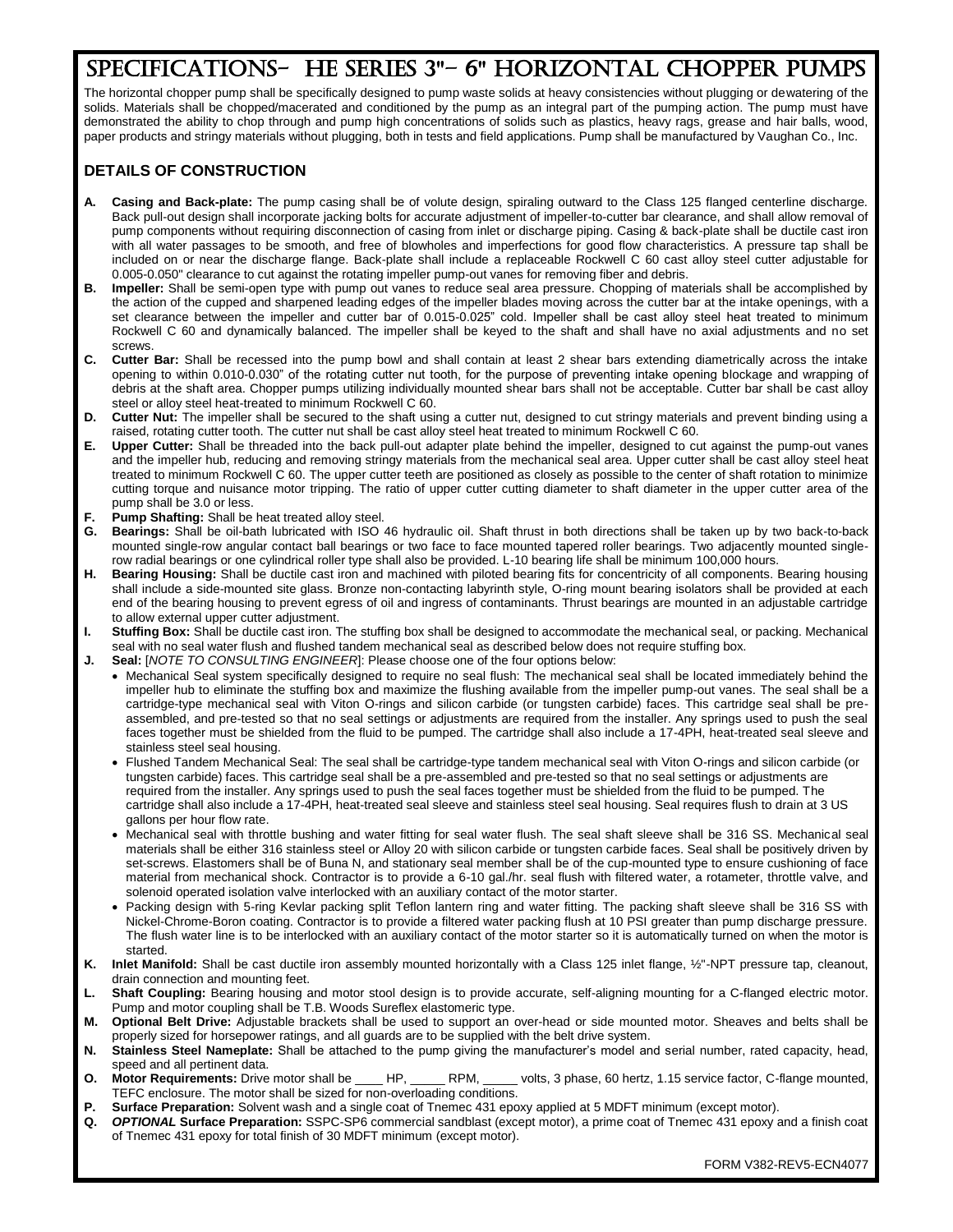# SPECIFICATIONS- HE SERIES 3"- 6" HORIZONTAL CHOPPER PUMPS

The horizontal chopper pump shall be specifically designed to pump waste solids at heavy consistencies without plugging or dewatering of the solids. Materials shall be chopped/macerated and conditioned by the pump as an integral part of the pumping action. The pump must have demonstrated the ability to chop through and pump high concentrations of solids such as plastics, heavy rags, grease and hair balls, wood, paper products and stringy materials without plugging, both in tests and field applications. Pump shall be manufactured by Vaughan Co., Inc.

## DETAILS OF CONSTRUCTION

**A. Casing and Back-plate:** The pump casing shall be of volute design, spiraling outward to the Class 125 flanged centerline discharge. Back pull-out design shall incorporate jacking bolts for accurate adjustment of impeller-to-cutter bar clearance, and shall allow removal of pump components without requiring disconnection of casing from inlet or discharge piping. Casing & back-plate shall be ductile cast iron with all water passages to be smooth, and free of blowholes and imperfections for good flow characteristics. A pressure tap shall be included on or near the discharge flange. Back-plate shall include a replaceable Rockwell C 60 cast alloy steel cutter adjustable for 0.005-0.050" clearance to cut against the rotating impeller pump-out vanes for removing fiber and debris.

**B. Impeller:** Shall be semi-open type with pump out vanes to reduce seal area pressure. Chopping of materials shall be accomplished by the action of the cupped and sharpened leading edges of the impeller blades moving across the cutter bar at the intake openings, with a set clearance between the impeller and cutter bar of 0.015-0.025" cold. Impeller shall be cast alloy steel heat treated to minimum Rockwell C 60 and dynamically balanced. The impeller shall be keyed to the shaft and shall have no axial adjustments and no set screws.

**C. Cutter Bar:** Shall be recessed into the pump bowl and shall contain at least 2 shear bars extending diametrically across the intake opening to within 0.010-0.030" of the rotating cutter nut tooth, for the purpose of preventing intake opening blockage and wrapping of debris at the shaft area. Chopper pumps utilizing individually mounted shear bars shall not be acceptable. Cutter bar shall be cast alloy steel or alloy steel heat-treated to minimum Rockwell C 60.

**D. Cutter Nut:** The impeller shall be secured to the shaft using a cutter nut, designed to cut stringy materials and prevent binding using a raised, rotating cutter tooth. The cutter nut shall be cast alloy steel heat treated to minimum Rockwell C 60.

**E. Upper Cutter:** Shall be threaded into the back pull-out adapter plate behind the impeller, designed to cut against the pump-out vanes and the impeller hub, reducing and removing stringy materials from the mechanical seal area. Upper cutter shall be cast alloy steel heat treated to minimum Rockwell C 60. The upper cutter teeth are positioned as closely as possible to the center of shaft rotation to minimize cutting torque and nuisance motor tripping. The ratio of upper cutter cutting diameter to shaft diameter in the upper cutter area of the pump shall be 3.0 or less.

**F. Pump Shafting:** Shall be heat treated alloy steel.

**G. Bearings:** Shall be oil-bath lubricated with ISO 46 hydraulic oil. Shaft thrust in both directions shall be taken up by two back-to-back mounted single-row angular contact ball bearings or two face to face mounted tapered roller bearings. Two adjacently mounted single-row radial bearings or one cylindrical roller type shall also be provided. L-10 bearing life shall be minimum 100,000 hours.

**H. Bearing Housing:** Shall be ductile cast iron and machined with piloted bearing fits for concentricity of all components. Bearing housing shall include a side-mounted site glass. Bronze non-contacting labyrinth style, O-ring mount bearing isolators shall be provided at each end of the bearing housing to prevent egress of oil and ingress of contaminants. Thrust bearings are mounted in an adjustable cartridge to allow external upper cutter adjustment.

**I. Stuffing Box:** Shall be ductile cast iron. The stuffing box shall be designed to accommodate the mechanical seal, or packing. Mechanical seal with no seal water flush and flushed tandem mechanical seal as described below does not require stuffing box.

**J. Seal:** [*NOTE TO CONSULTING ENGINEER*]: Please choose one of the four options below:

- Mechanical Seal system specifically designed to require no seal flush: The mechanical seal shall be located immediately behind the impeller hub to eliminate the stuffing box and maximize the flushing available from the impeller pump-out vanes. The seal shall be a cartridge-type mechanical seal with Viton O-rings and silicon carbide (or tungsten carbide) faces. This cartridge seal shall be pre-assembled, and pre-tested so that no seal settings or adjustments are required from the installer. Any springs used to push the seal faces together must be shielded from the fluid to be pumped. The cartridge shall also include a 17-4PH, heat-treated seal sleeve and stainless steel seal housing.
- Flushed Tandem Mechanical Seal: The seal shall be cartridge-type tandem mechanical seal with Viton O-rings and silicon carbide (or tungsten carbide) faces. This cartridge seal shall be a pre-assembled and pre-tested so that no seal settings or adjustments are required from the installer. Any springs used to push the seal faces together must be shielded from the fluid to be pumped. The cartridge shall also include a 17-4PH, heat-treated seal sleeve and stainless steel seal housing. Seal requires flush to drain at 3 US gallons per hour flow rate.
- Mechanical seal with throttle bushing and water fitting for seal water flush. The seal shaft sleeve shall be 316 SS. Mechanical seal materials shall be either 316 stainless steel or Alloy 20 with silicon carbide or tungsten carbide faces. Seal shall be positively driven by set-screws. Elastomers shall be of Buna N, and stationary seal member shall be of the cup-mounted type to ensure cushioning of face material from mechanical shock. Contractor is to provide a 6-10 gal./hr. seal flush with filtered water, a rotameter, throttle valve, and solenoid operated isolation valve interlocked with an auxiliary contact of the motor starter.
- Packing design with 5-ring Kevlar packing split Teflon lantern ring and water fitting. The packing shaft sleeve shall be 316 SS with Nickel-Chrome-Boron coating. Contractor is to provide a filtered water packing flush at 10 PSI greater than pump discharge pressure. The flush water line is to be interlocked with an auxiliary contact of the motor starter so it is automatically turned on when the motor is started.

**K. Inlet Manifold:** Shall be cast ductile iron assembly mounted horizontally with a Class 125 inlet flange, ½"-NPT pressure tap, cleanout, drain connection and mounting feet.

**L. Shaft Coupling:** Bearing housing and motor stool design is to provide accurate, self-aligning mounting for a C-flanged electric motor. Pump and motor coupling shall be T.B. Woods Sureflex elastomeric type.

**M. Optional Belt Drive:** Adjustable brackets shall be used to support an over-head or side mounted motor. Sheaves and belts shall be properly sized for horsepower ratings, and all guards are to be supplied with the belt drive system.

**N. Stainless Steel Nameplate:** Shall be attached to the pump giving the manufacturer's model and serial number, rated capacity, head, speed and all pertinent data.

**O. Motor Requirements:** Drive motor shall be ____ HP, _____ RPM, _____ volts, 3 phase, 60 hertz, 1.15 service factor, C-flange mounted, TEFC enclosure. The motor shall be sized for non-overloading conditions.

**P. Surface Preparation:** Solvent wash and a single coat of Tnemec 431 epoxy applied at 5 MDFT minimum (except motor).

**Q. *OPTIONAL* Surface Preparation:** SSPC-SP6 commercial sandblast (except motor), a prime coat of Tnemec 431 epoxy and a finish coat of Tnemec 431 epoxy for total finish of 30 MDFT minimum (except motor).

FORM V382-REV5-ECN4077